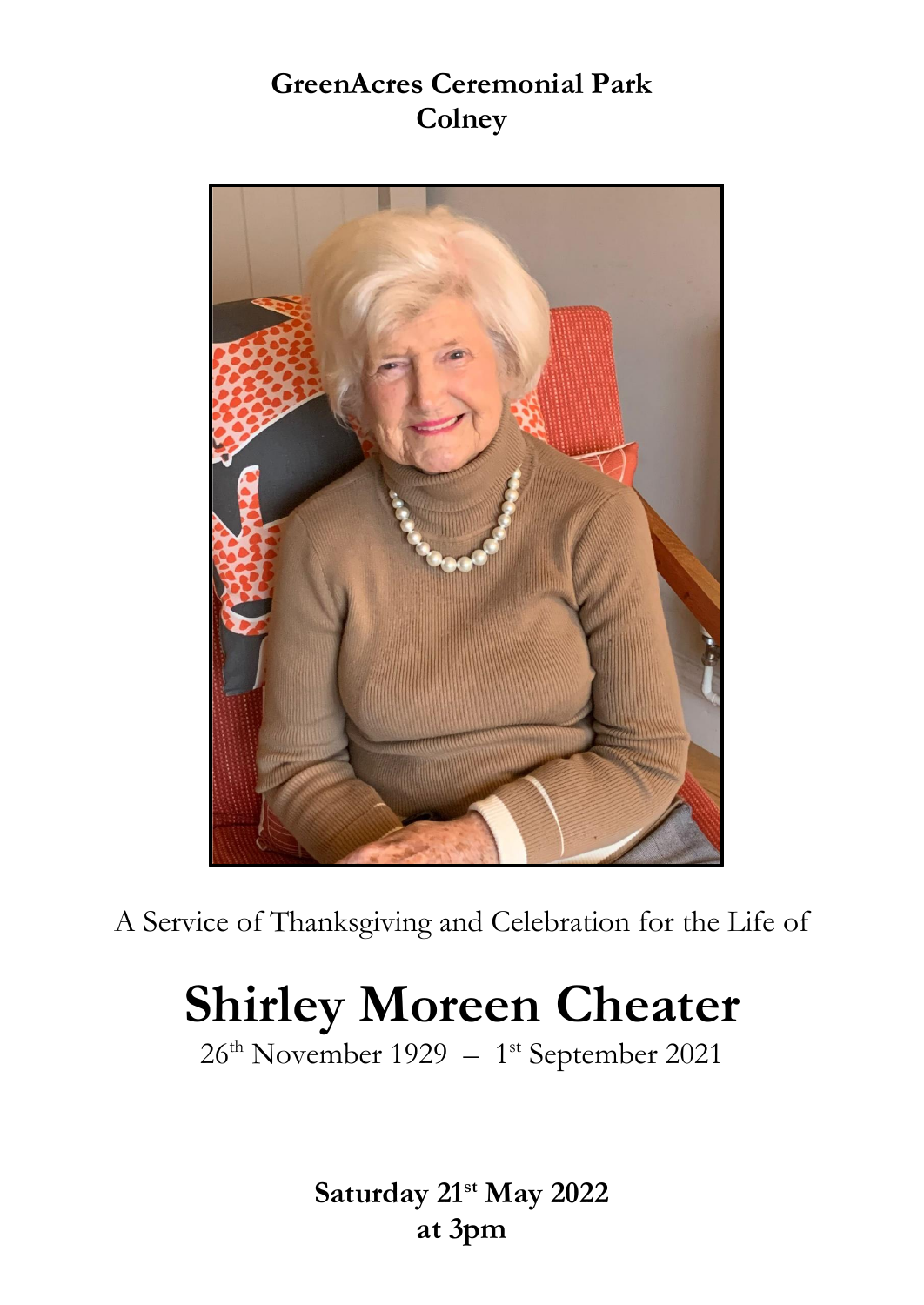**GreenAcres Ceremonial Park**
**Colney**

A Service of Thanksgiving and Celebration for the Life of

# Shirley Moreen Cheater

26th November 1929 – 1st September 2021

**Saturday 21st May 2022**
**at 3pm**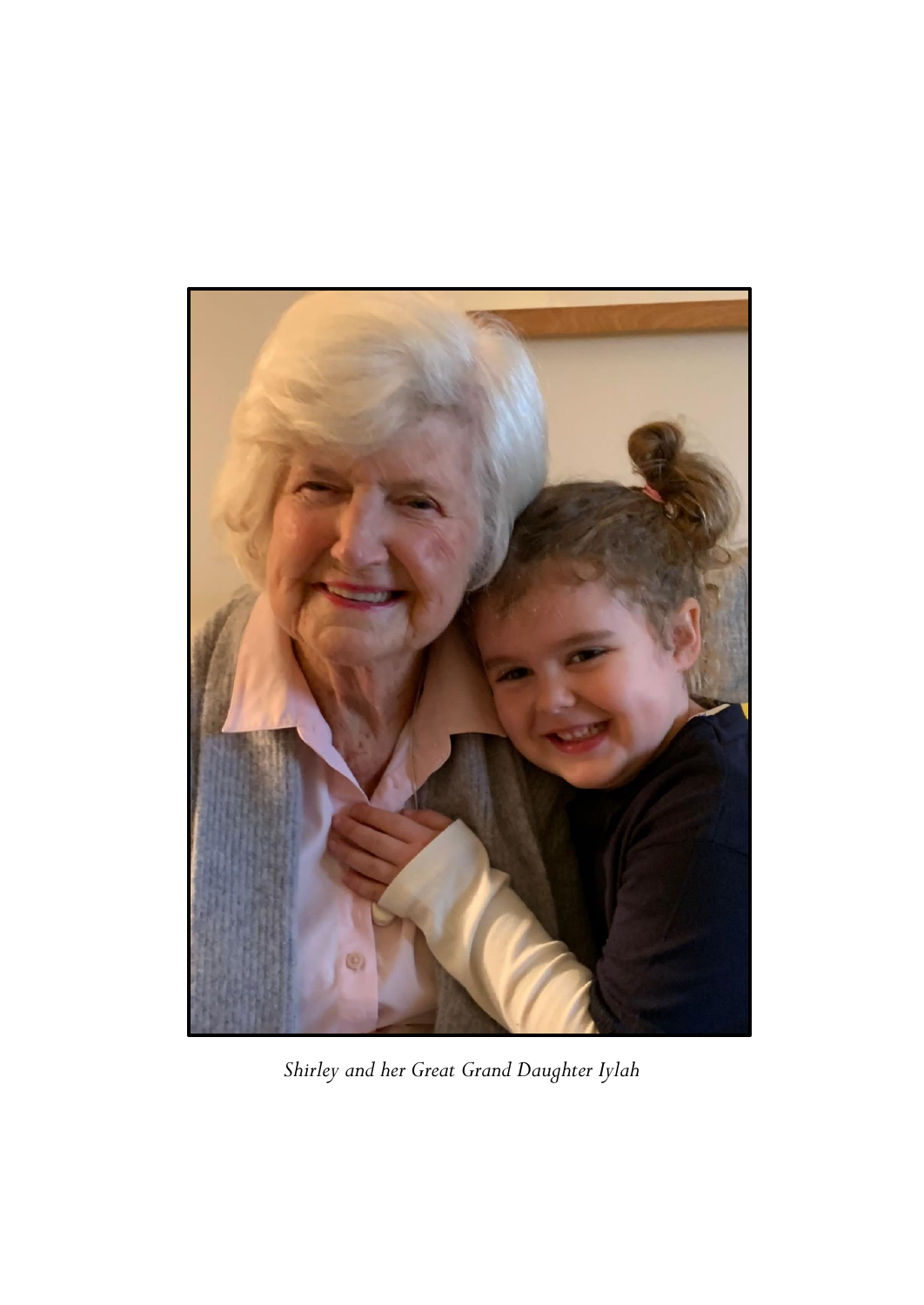*Shirley and her Great Grand Daughter Iylah*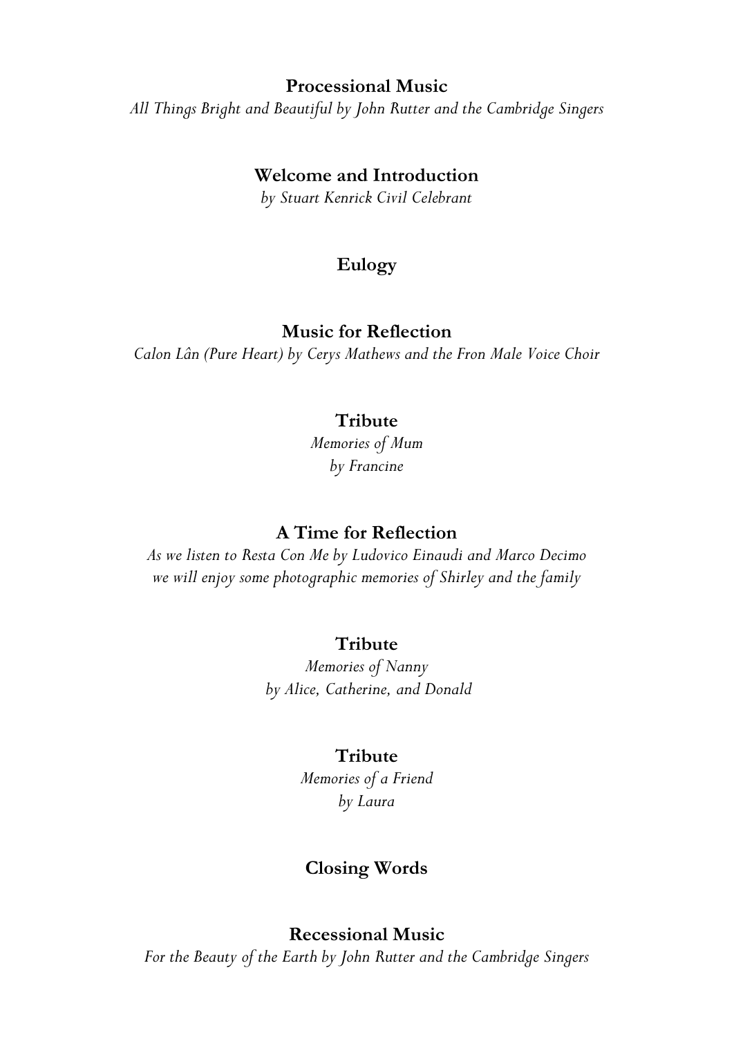**Processional Music**

*All Things Bright and Beautiful by John Rutter and the Cambridge Singers*

**Welcome and Introduction**

*by Stuart Kenrick Civil Celebrant*

**Eulogy**

**Music for Reflection**

*Calon Lân (Pure Heart) by Cerys Mathews and the Fron Male Voice Choir*

**Tribute**

*Memories of Mum*
*by Francine*

**A Time for Reflection**

*As we listen to Resta Con Me by Ludovico Einaudi and Marco Decimo*
*we will enjoy some photographic memories of Shirley and the family*

**Tribute**

*Memories of Nanny*
*by Alice, Catherine, and Donald*

**Tribute**

*Memories of a Friend*
*by Laura*

**Closing Words**

**Recessional Music**

*For the Beauty of the Earth by John Rutter and the Cambridge Singers*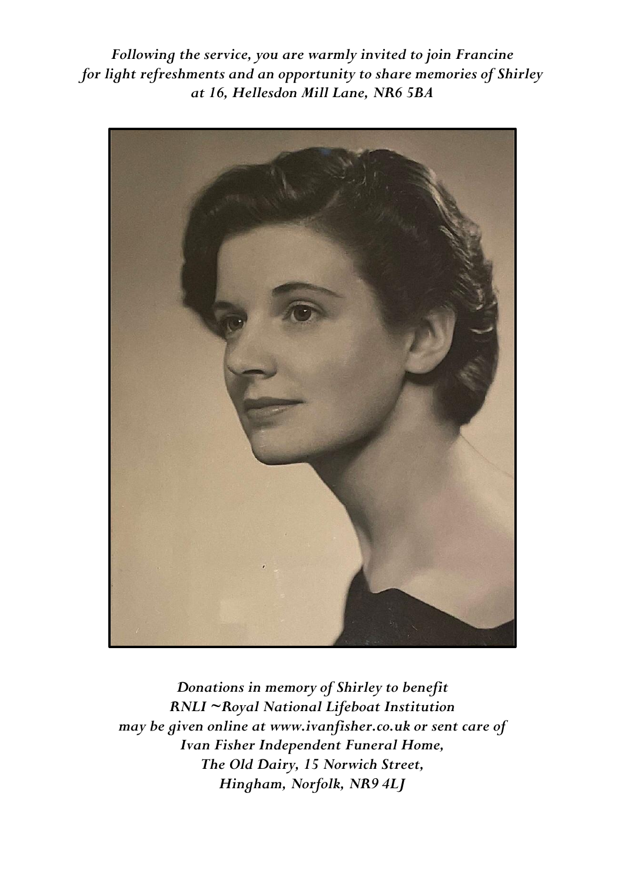*Following the service, you are warmly invited to join Francine for light refreshments and an opportunity to share memories of Shirley at 16, Hellesdon Mill Lane, NR6 5BA*

*Donations in memory of Shirley to benefit RNLI ~Royal National Lifeboat Institution may be given online at www.ivanfisher.co.uk or sent care of Ivan Fisher Independent Funeral Home, The Old Dairy, 15 Norwich Street, Hingham, Norfolk, NR9 4LJ*